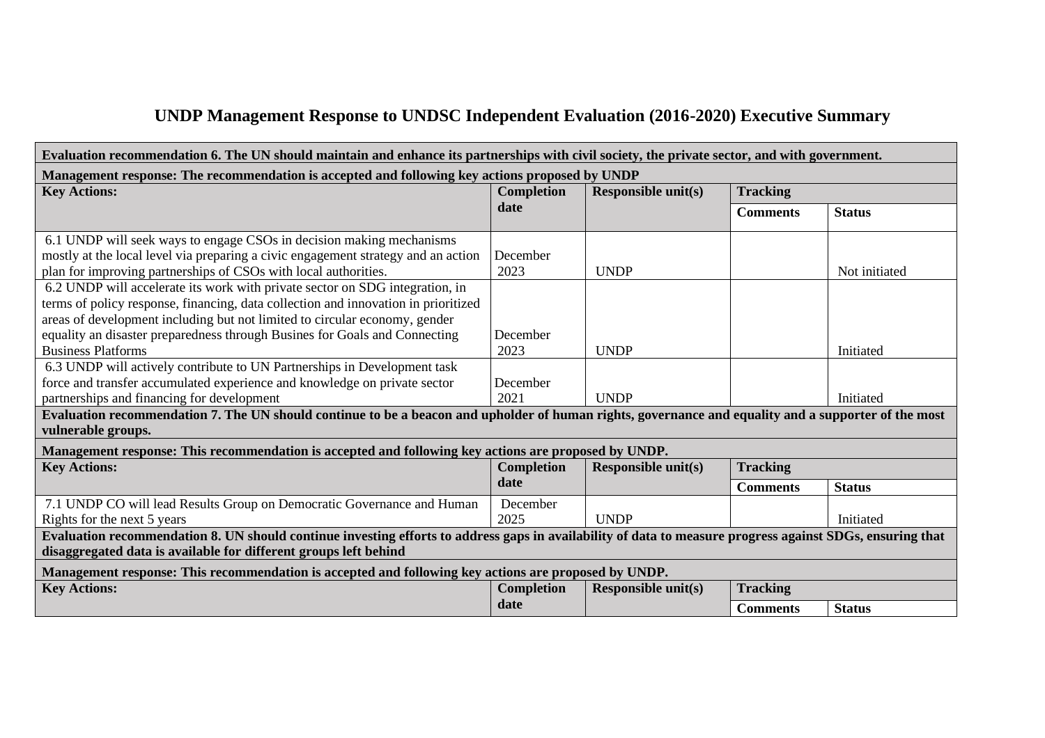# UNDP Management Response to UNDSC Independent Evaluation (2016-2020) Executive Summary

| **Evaluation recommendation 6. The UN should maintain and enhance its partnerships with civil society, the private sector, and with government.** | | | | |
|---|---|---|---|---|
| **Management response: The recommendation is accepted and following key actions proposed by UNDP** | | | | |
| **Key Actions:** | **Completion date** | **Responsible unit(s)** | **Tracking** | |
| | | | **Comments** | **Status** |
| 6.1 UNDP will seek ways to engage CSOs in decision making mechanisms mostly at the local level via preparing a civic engagement strategy and an action plan for improving partnerships of CSOs with local authorities. | December 2023 | UNDP | | Not initiated |
| 6.2 UNDP will accelerate its work with private sector on SDG integration, in terms of policy response, financing, data collection and innovation in prioritized areas of development including but not limited to circular economy, gender equality an disaster preparedness through Busines for Goals and Connecting Business Platforms | December 2023 | UNDP | | Initiated |
| 6.3 UNDP will actively contribute to UN Partnerships in Development task force and transfer accumulated experience and knowledge on private sector partnerships and financing for development | December 2021 | UNDP | | Initiated |
| **Evaluation recommendation 7. The UN should continue to be a beacon and upholder of human rights, governance and equality and a supporter of the most vulnerable groups.** | | | | |
| **Management response: This recommendation is accepted and following key actions are proposed by UNDP.** | | | | |
| **Key Actions:** | **Completion date** | **Responsible unit(s)** | **Tracking** | |
| | | | **Comments** | **Status** |
| 7.1 UNDP CO will lead Results Group on Democratic Governance and Human Rights for the next 5 years | December 2025 | UNDP | | Initiated |
| **Evaluation recommendation 8. UN should continue investing efforts to address gaps in availability of data to measure progress against SDGs, ensuring that disaggregated data is available for different groups left behind** | | | | |
| **Management response: This recommendation is accepted and following key actions are proposed by UNDP.** | | | | |
| **Key Actions:** | **Completion date** | **Responsible unit(s)** | **Tracking** | |
| | | | **Comments** | **Status** |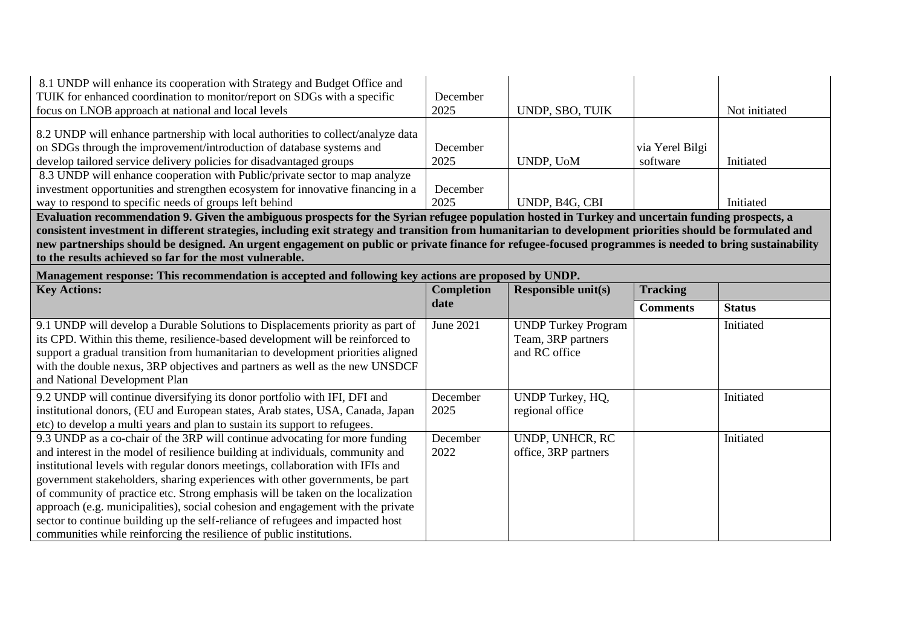| Key Actions: | Completion date | Responsible unit(s) | Tracking | |
|---|---|---|---|---|
| | | | Comments | Status |
| 8.1 UNDP will enhance its cooperation with Strategy and Budget Office and TUIK for enhanced coordination to monitor/report on SDGs with a specific focus on LNOB approach at national and local levels | December 2025 | UNDP, SBO, TUIK | | Not initiated |
| 8.2 UNDP will enhance partnership with local authorities to collect/analyze data on SDGs through the improvement/introduction of database systems and develop tailored service delivery policies for disadvantaged groups | December 2025 | UNDP, UoM | via Yerel Bilgi software | Initiated |
| 8.3 UNDP will enhance cooperation with Public/private sector to map analyze investment opportunities and strengthen ecosystem for innovative financing in a way to respond to specific needs of groups left behind | December 2025 | UNDP, B4G, CBI | | Initiated |

**Evaluation recommendation 9. Given the ambiguous prospects for the Syrian refugee population hosted in Turkey and uncertain funding prospects, a consistent investment in different strategies, including exit strategy and transition from humanitarian to development priorities should be formulated and new partnerships should be designed. An urgent engagement on public or private finance for refugee-focused programmes is needed to bring sustainability to the results achieved so far for the most vulnerable.**

**Management response: This recommendation is accepted and following key actions are proposed by UNDP.**

| Key Actions: | Completion date | Responsible unit(s) | Tracking | |
|---|---|---|---|---|
| | | | Comments | Status |
| 9.1 UNDP will develop a Durable Solutions to Displacements priority as part of its CPD. Within this theme, resilience-based development will be reinforced to support a gradual transition from humanitarian to development priorities aligned with the double nexus, 3RP objectives and partners as well as the new UNSDCF and National Development Plan | June 2021 | UNDP Turkey Program Team, 3RP partners and RC office | | Initiated |
| 9.2 UNDP will continue diversifying its donor portfolio with IFI, DFI and institutional donors, (EU and European states, Arab states, USA, Canada, Japan etc) to develop a multi years and plan to sustain its support to refugees. | December 2025 | UNDP Turkey, HQ, regional office | | Initiated |
| 9.3 UNDP as a co-chair of the 3RP will continue advocating for more funding and interest in the model of resilience building at individuals, community and institutional levels with regular donors meetings, collaboration with IFIs and government stakeholders, sharing experiences with other governments, be part of community of practice etc. Strong emphasis will be taken on the localization approach (e.g. municipalities), social cohesion and engagement with the private sector to continue building up the self-reliance of refugees and impacted host communities while reinforcing the resilience of public institutions. | December 2022 | UNDP, UNHCR, RC office, 3RP partners | | Initiated |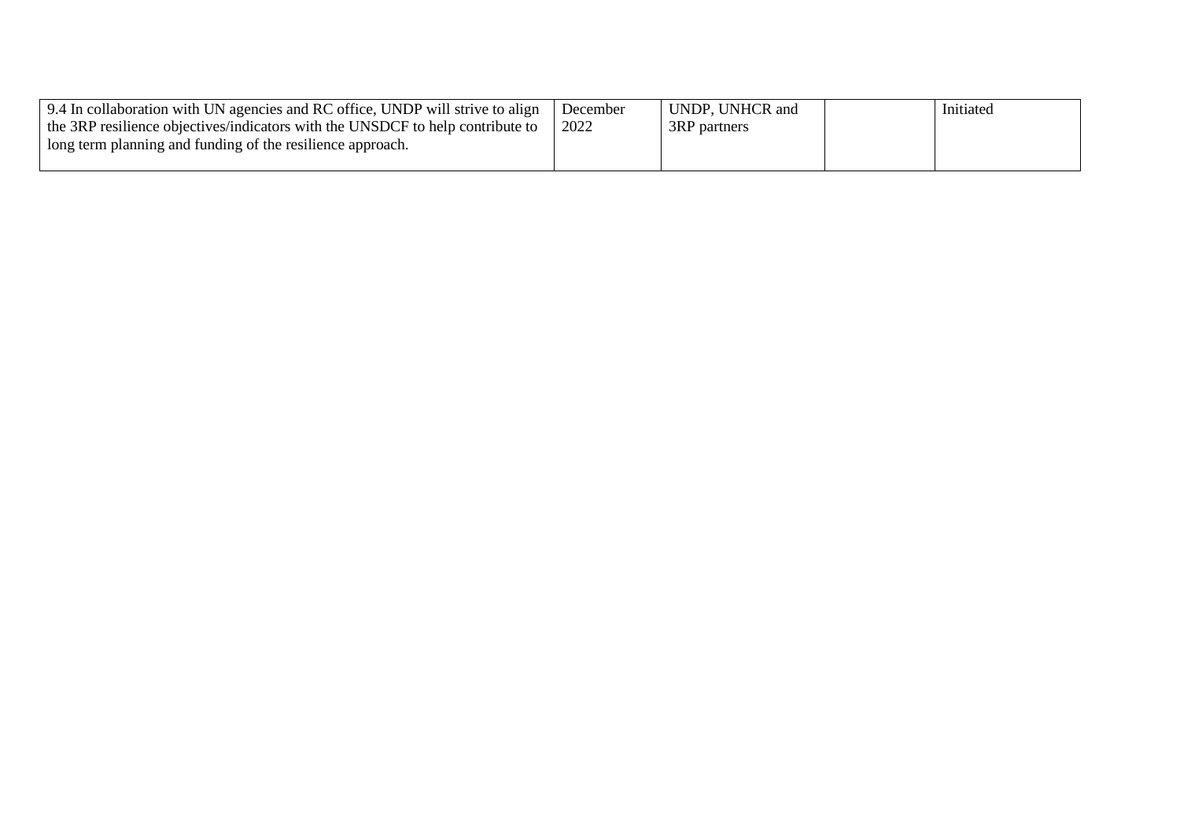| | | | | |
|---|---|---|---|---|
| 9.4 In collaboration with UN agencies and RC office, UNDP will strive to align the 3RP resilience objectives/indicators with the UNSDCF to help contribute to long term planning and funding of the resilience approach. | December 2022 | UNDP, UNHCR and 3RP partners | | Initiated |